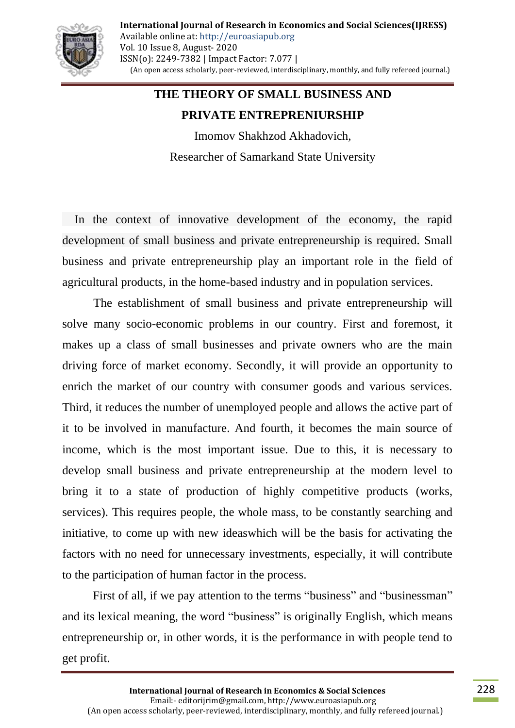# THE THEORY OF SMALL BUSINESS AND PRIVATE ENTREPRENIURSHIP

Imomov Shakhzod Akhadovich,

Researcher of Samarkand State University

In the context of innovative development of the economy, the rapid development of small business and private entrepreneurship is required. Small business and private entrepreneurship play an important role in the field of agricultural products, in the home-based industry and in population services.

The establishment of small business and private entrepreneurship will solve many socio-economic problems in our country. First and foremost, it makes up a class of small businesses and private owners who are the main driving force of market economy. Secondly, it will provide an opportunity to enrich the market of our country with consumer goods and various services. Third, it reduces the number of unemployed people and allows the active part of it to be involved in manufacture. And fourth, it becomes the main source of income, which is the most important issue. Due to this, it is necessary to develop small business and private entrepreneurship at the modern level to bring it to a state of production of highly competitive products (works, services). This requires people, the whole mass, to be constantly searching and initiative, to come up with new ideaswhich will be the basis for activating the factors with no need for unnecessary investments, especially, it will contribute to the participation of human factor in the process.

First of all, if we pay attention to the terms "business" and "businessman" and its lexical meaning, the word "business" is originally English, which means entrepreneurship or, in other words, it is the performance in with people tend to get profit.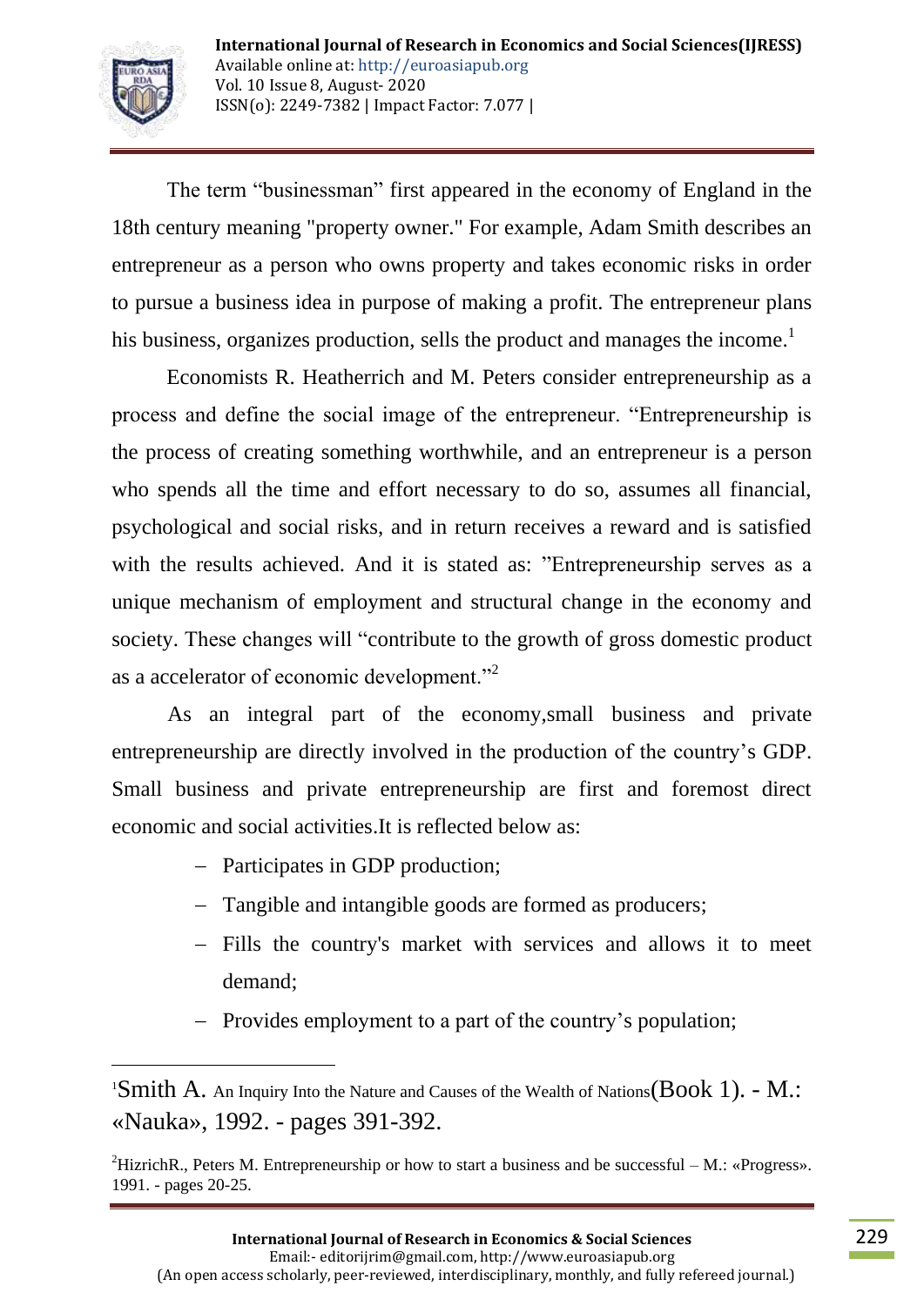The term "businessman" first appeared in the economy of England in the 18th century meaning "property owner." For example, Adam Smith describes an entrepreneur as a person who owns property and takes economic risks in order to pursue a business idea in purpose of making a profit. The entrepreneur plans his business, organizes production, sells the product and manages the income.[1]

Economists R. Heatherrich and M. Peters consider entrepreneurship as a process and define the social image of the entrepreneur. "Entrepreneurship is the process of creating something worthwhile, and an entrepreneur is a person who spends all the time and effort necessary to do so, assumes all financial, psychological and social risks, and in return receives a reward and is satisfied with the results achieved. And it is stated as: "Entrepreneurship serves as a unique mechanism of employment and structural change in the economy and society. These changes will "contribute to the growth of gross domestic product as a accelerator of economic development."[2]

As an integral part of the economy,small business and private entrepreneurship are directly involved in the production of the country's GDP. Small business and private entrepreneurship are first and foremost direct economic and social activities.It is reflected below as:

- Participates in GDP production;
- Tangible and intangible goods are formed as producers;
- Fills the country's market with services and allows it to meet demand;
- Provides employment to a part of the country's population;

---

[1] Smith A. An Inquiry Into the Nature and Causes of the Wealth of Nations(Book 1). - M.: «Nauka», 1992. - pages 391-392.

[2] HizrichR., Peters M. Entrepreneurship or how to start a business and be successful – M.: «Progress». 1991. - pages 20-25.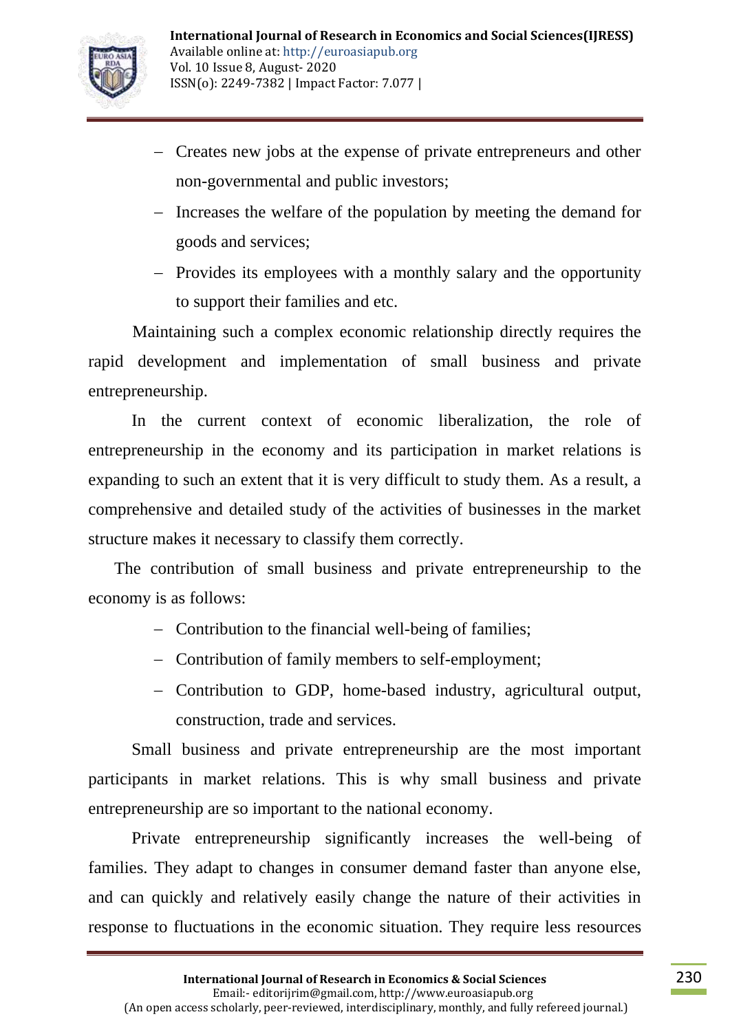- Creates new jobs at the expense of private entrepreneurs and other non-governmental and public investors;
- Increases the welfare of the population by meeting the demand for goods and services;
- Provides its employees with a monthly salary and the opportunity to support their families and etc.

Maintaining such a complex economic relationship directly requires the rapid development and implementation of small business and private entrepreneurship.

In the current context of economic liberalization, the role of entrepreneurship in the economy and its participation in market relations is expanding to such an extent that it is very difficult to study them. As a result, a comprehensive and detailed study of the activities of businesses in the market structure makes it necessary to classify them correctly.

The contribution of small business and private entrepreneurship to the economy is as follows:

- Contribution to the financial well-being of families;
- Contribution of family members to self-employment;
- Contribution to GDP, home-based industry, agricultural output, construction, trade and services.

Small business and private entrepreneurship are the most important participants in market relations. This is why small business and private entrepreneurship are so important to the national economy.

Private entrepreneurship significantly increases the well-being of families. They adapt to changes in consumer demand faster than anyone else, and can quickly and relatively easily change the nature of their activities in response to fluctuations in the economic situation. They require less resources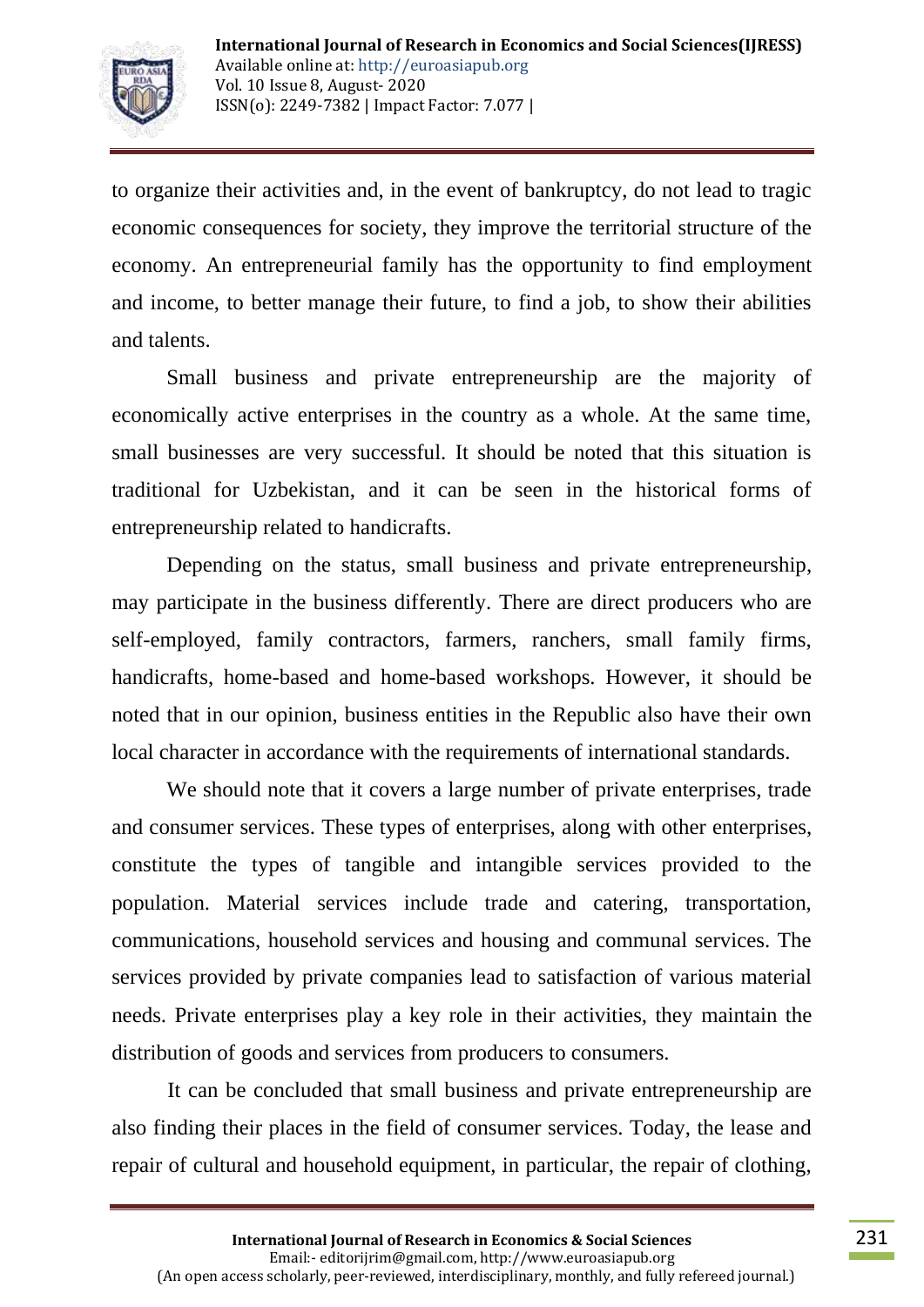to organize their activities and, in the event of bankruptcy, do not lead to tragic economic consequences for society, they improve the territorial structure of the economy. An entrepreneurial family has the opportunity to find employment and income, to better manage their future, to find a job, to show their abilities and talents.

Small business and private entrepreneurship are the majority of economically active enterprises in the country as a whole. At the same time, small businesses are very successful. It should be noted that this situation is traditional for Uzbekistan, and it can be seen in the historical forms of entrepreneurship related to handicrafts.

Depending on the status, small business and private entrepreneurship, may participate in the business differently. There are direct producers who are self-employed, family contractors, farmers, ranchers, small family firms, handicrafts, home-based and home-based workshops. However, it should be noted that in our opinion, business entities in the Republic also have their own local character in accordance with the requirements of international standards.

We should note that it covers a large number of private enterprises, trade and consumer services. These types of enterprises, along with other enterprises, constitute the types of tangible and intangible services provided to the population. Material services include trade and catering, transportation, communications, household services and housing and communal services. The services provided by private companies lead to satisfaction of various material needs. Private enterprises play a key role in their activities, they maintain the distribution of goods and services from producers to consumers.

It can be concluded that small business and private entrepreneurship are also finding their places in the field of consumer services. Today, the lease and repair of cultural and household equipment, in particular, the repair of clothing,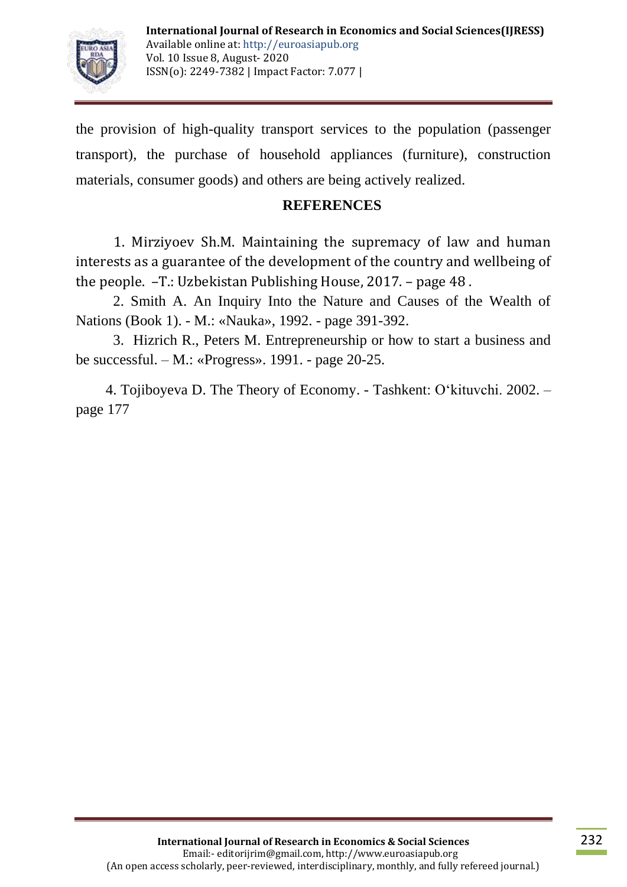the provision of high-quality transport services to the population (passenger transport), the purchase of household appliances (furniture), construction materials, consumer goods) and others are being actively realized.

## REFERENCES

1. Mirziyoev Sh.M. Maintaining the supremacy of law and human interests as a guarantee of the development of the country and wellbeing of the people. –T.: Uzbekistan Publishing House, 2017. – page 48 .
2. Smith A. An Inquiry Into the Nature and Causes of the Wealth of Nations (Book 1). - M.: «Nauka», 1992. - page 391-392.
3. Hizrich R., Peters M. Entrepreneurship or how to start a business and be successful. – M.: «Progress». 1991. - page 20-25.
4. Tojiboyeva D. The Theory of Economy. - Tashkent: O'kituvchi. 2002. – page 177